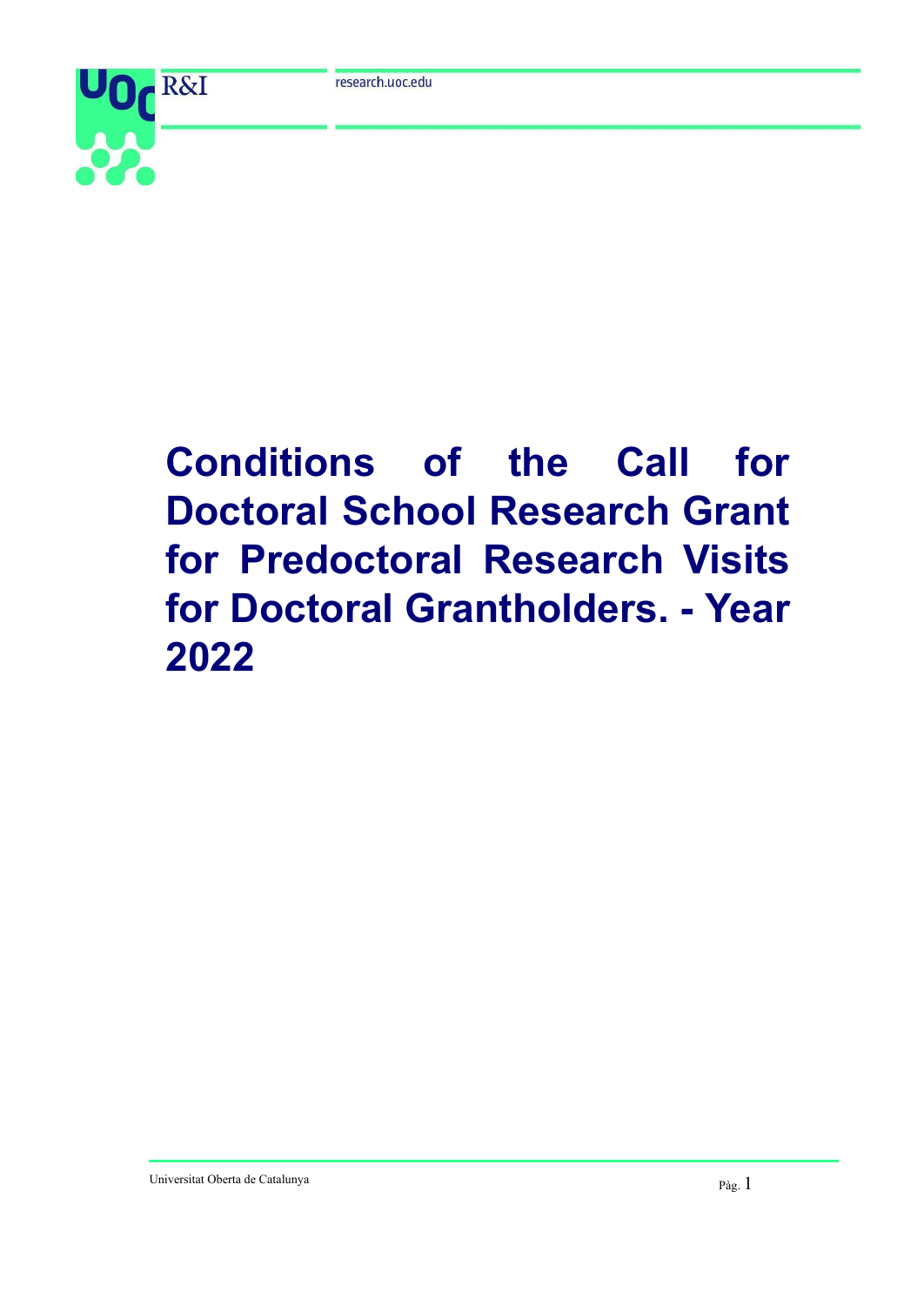# Conditions of the Call for Doctoral School Research Grant for Predoctoral Research Visits for Doctoral Grantholders. - Year 2022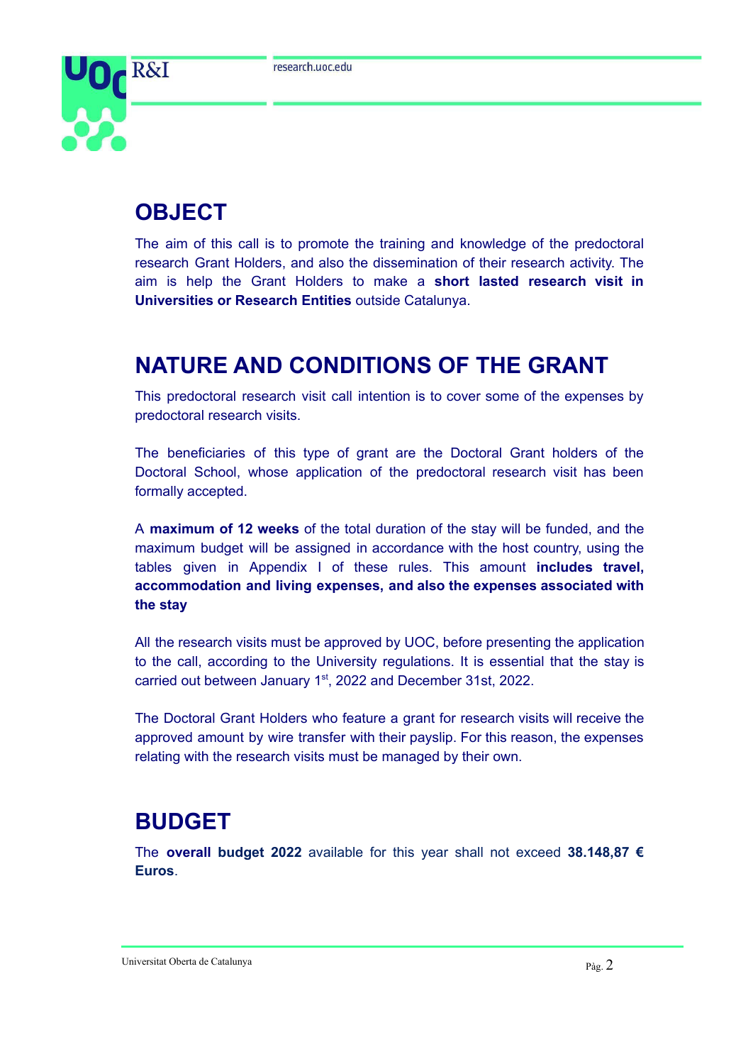## OBJECT

The aim of this call is to promote the training and knowledge of the predoctoral research Grant Holders, and also the dissemination of their research activity. The aim is help the Grant Holders to make a **short lasted research visit in Universities or Research Entities** outside Catalunya.

## NATURE AND CONDITIONS OF THE GRANT

This predoctoral research visit call intention is to cover some of the expenses by predoctoral research visits.

The beneficiaries of this type of grant are the Doctoral Grant holders of the Doctoral School, whose application of the predoctoral research visit has been formally accepted.

A **maximum of 12 weeks** of the total duration of the stay will be funded, and the maximum budget will be assigned in accordance with the host country, using the tables given in Appendix I of these rules. This amount **includes travel, accommodation and living expenses, and also the expenses associated with the stay**

All the research visits must be approved by UOC, before presenting the application to the call, according to the University regulations. It is essential that the stay is carried out between January 1st, 2022 and December 31st, 2022.

The Doctoral Grant Holders who feature a grant for research visits will receive the approved amount by wire transfer with their payslip. For this reason, the expenses relating with the research visits must be managed by their own.

## BUDGET

The **overall budget 2022** available for this year shall not exceed **38.148,87 € Euros**.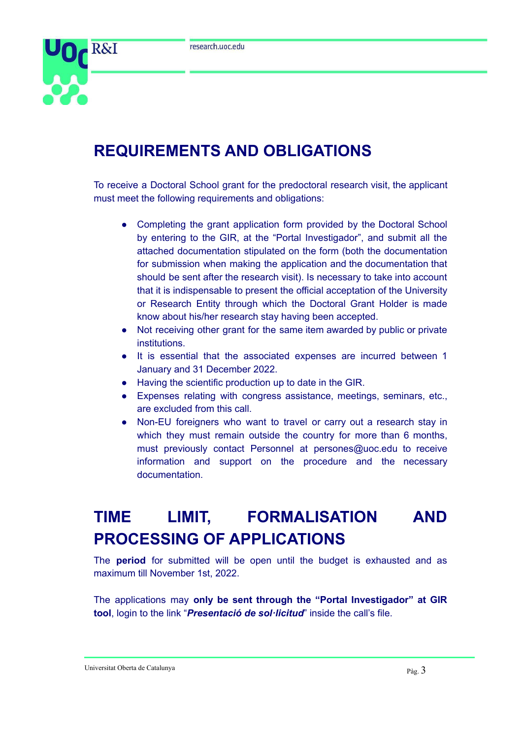## REQUIREMENTS AND OBLIGATIONS

To receive a Doctoral School grant for the predoctoral research visit, the applicant must meet the following requirements and obligations:

- Completing the grant application form provided by the Doctoral School by entering to the GIR, at the "Portal Investigador", and submit all the attached documentation stipulated on the form (both the documentation for submission when making the application and the documentation that should be sent after the research visit). Is necessary to take into account that it is indispensable to present the official acceptation of the University or Research Entity through which the Doctoral Grant Holder is made know about his/her research stay having been accepted.
- Not receiving other grant for the same item awarded by public or private institutions.
- It is essential that the associated expenses are incurred between 1 January and 31 December 2022.
- Having the scientific production up to date in the GIR.
- Expenses relating with congress assistance, meetings, seminars, etc., are excluded from this call.
- Non-EU foreigners who want to travel or carry out a research stay in which they must remain outside the country for more than 6 months, must previously contact Personnel at persones@uoc.edu to receive information and support on the procedure and the necessary documentation.

## TIME LIMIT, FORMALISATION AND PROCESSING OF APPLICATIONS

The **period** for submitted will be open until the budget is exhausted and as maximum till November 1st, 2022.

The applications may **only be sent through the "Portal Investigador" at GIR tool**, login to the link "***Presentació de sol·licitud***" inside the call's file.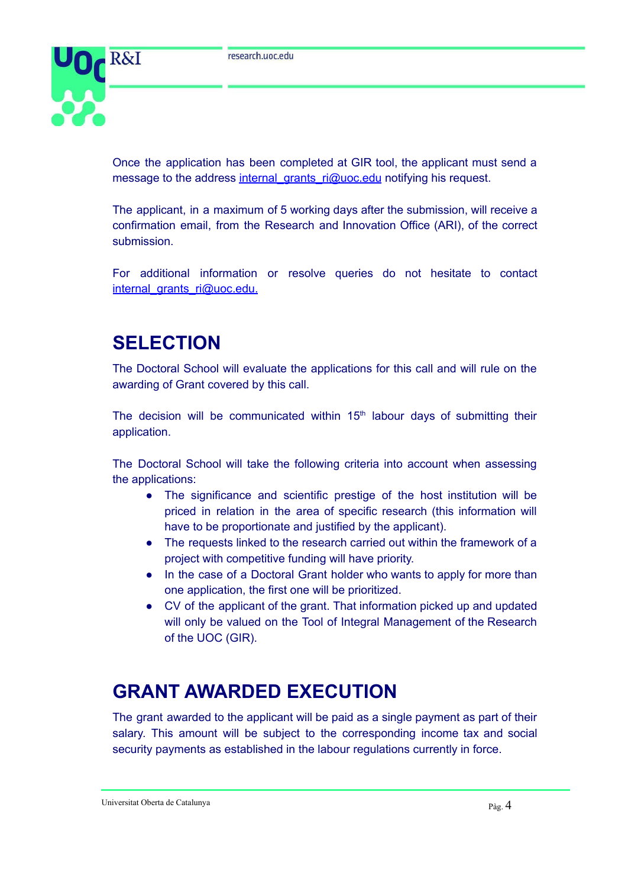Once the application has been completed at GIR tool, the applicant must send a message to the address internal_grants_ri@uoc.edu notifying his request.

The applicant, in a maximum of 5 working days after the submission, will receive a confirmation email, from the Research and Innovation Office (ARI), of the correct submission.

For additional information or resolve queries do not hesitate to contact internal_grants_ri@uoc.edu.

## SELECTION

The Doctoral School will evaluate the applications for this call and will rule on the awarding of Grant covered by this call.

The decision will be communicated within 15th labour days of submitting their application.

The Doctoral School will take the following criteria into account when assessing the applications:

- The significance and scientific prestige of the host institution will be priced in relation in the area of specific research (this information will have to be proportionate and justified by the applicant).
- The requests linked to the research carried out within the framework of a project with competitive funding will have priority.
- In the case of a Doctoral Grant holder who wants to apply for more than one application, the first one will be prioritized.
- CV of the applicant of the grant. That information picked up and updated will only be valued on the Tool of Integral Management of the Research of the UOC (GIR).

## GRANT AWARDED EXECUTION

The grant awarded to the applicant will be paid as a single payment as part of their salary. This amount will be subject to the corresponding income tax and social security payments as established in the labour regulations currently in force.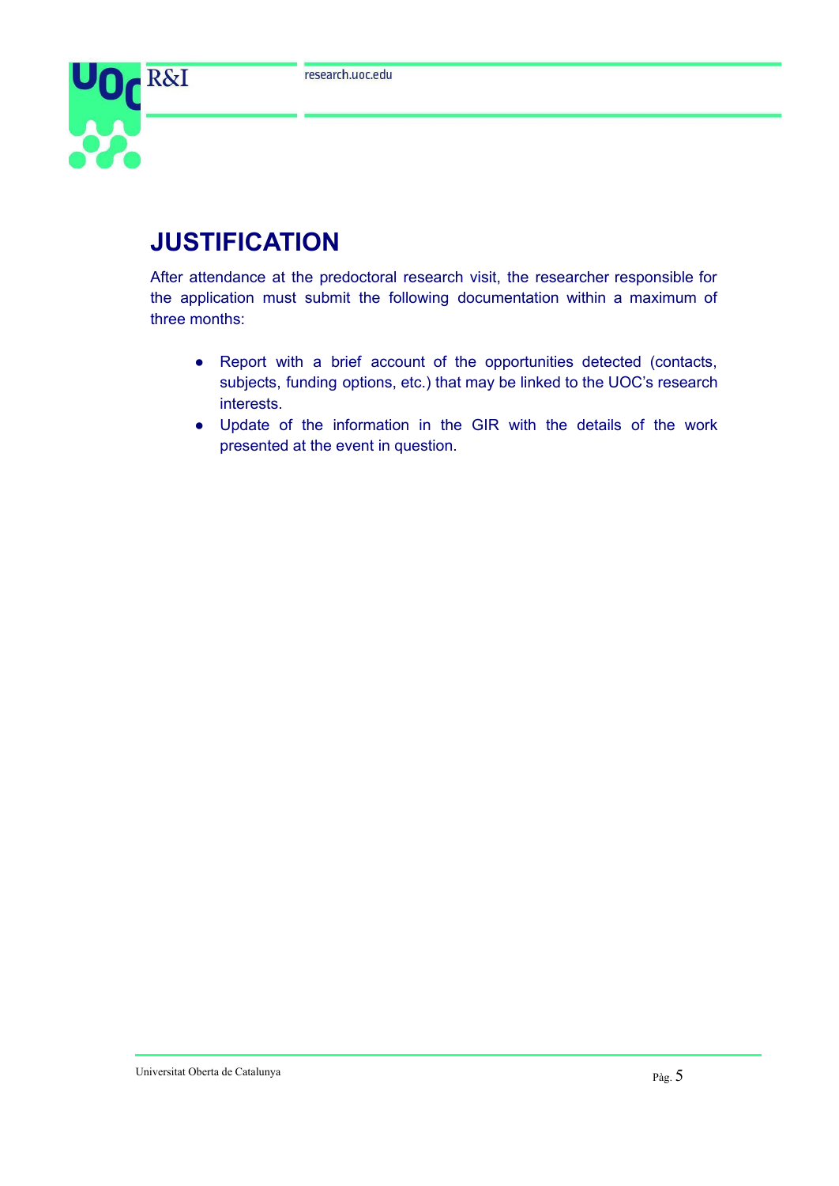# JUSTIFICATION

After attendance at the predoctoral research visit, the researcher responsible for the application must submit the following documentation within a maximum of three months:

- Report with a brief account of the opportunities detected (contacts, subjects, funding options, etc.) that may be linked to the UOC's research interests.
- Update of the information in the GIR with the details of the work presented at the event in question.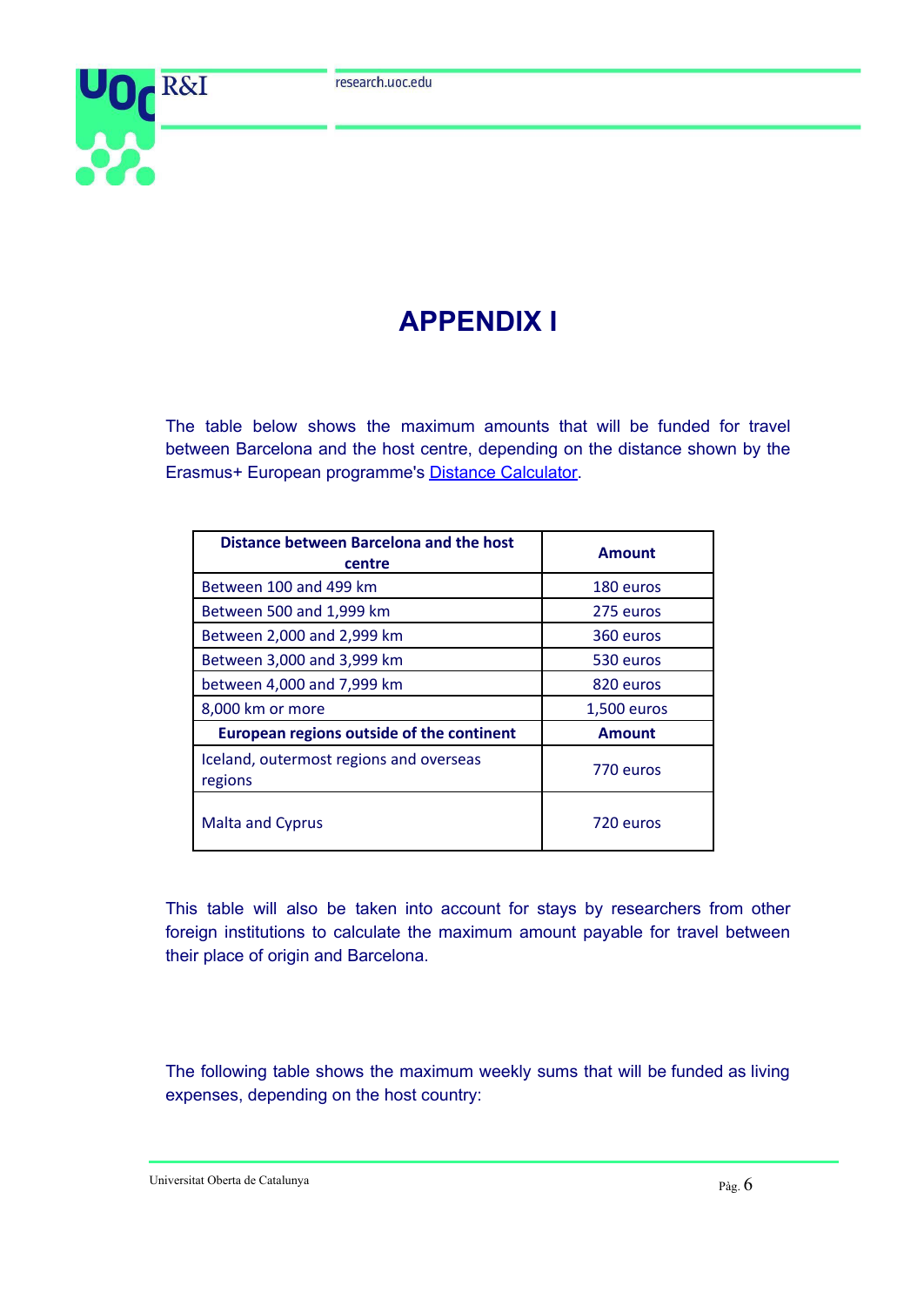# APPENDIX I

The table below shows the maximum amounts that will be funded for travel between Barcelona and the host centre, depending on the distance shown by the Erasmus+ European programme's Distance Calculator.

| Distance between Barcelona and the host centre | Amount |
|---|---|
| Between 100 and 499 km | 180 euros |
| Between 500 and 1,999 km | 275 euros |
| Between 2,000 and 2,999 km | 360 euros |
| Between 3,000 and 3,999 km | 530 euros |
| between 4,000 and 7,999 km | 820 euros |
| 8,000 km or more | 1,500 euros |
| **European regions outside of the continent** | **Amount** |
| Iceland, outermost regions and overseas regions | 770 euros |
| Malta and Cyprus | 720 euros |

This table will also be taken into account for stays by researchers from other foreign institutions to calculate the maximum amount payable for travel between their place of origin and Barcelona.

The following table shows the maximum weekly sums that will be funded as living expenses, depending on the host country: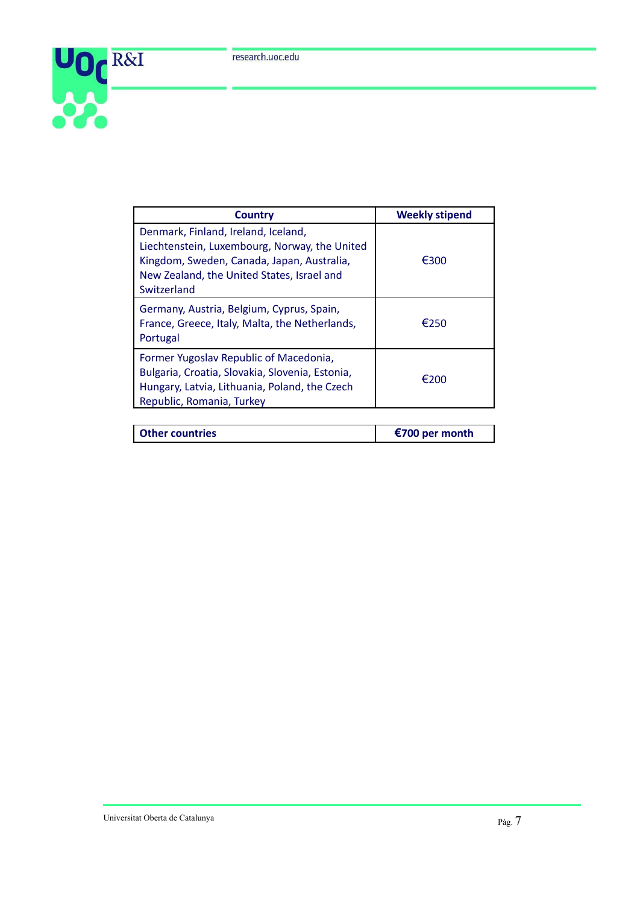| Country | Weekly stipend |
|---|---|
| Denmark, Finland, Ireland, Iceland, Liechtenstein, Luxembourg, Norway, the United Kingdom, Sweden, Canada, Japan, Australia, New Zealand, the United States, Israel and Switzerland | €300 |
| Germany, Austria, Belgium, Cyprus, Spain, France, Greece, Italy, Malta, the Netherlands, Portugal | €250 |
| Former Yugoslav Republic of Macedonia, Bulgaria, Croatia, Slovakia, Slovenia, Estonia, Hungary, Latvia, Lithuania, Poland, the Czech Republic, Romania, Turkey | €200 |

| | |
|---|---|
| **Other countries** | **€700 per month** |